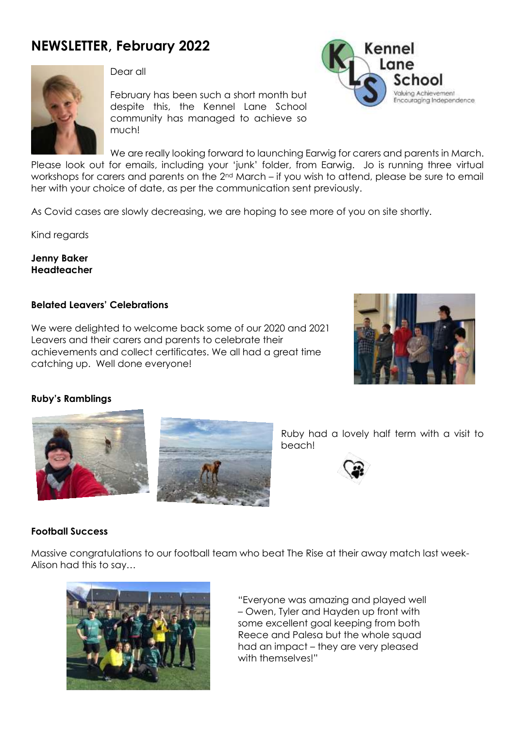# NEWSLETTER, February 2022

Kennel Lane School
Valuing Achievement
Encouraging Independence

Dear all

February has been such a short month but despite this, the Kennel Lane School community has managed to achieve so much!

We are really looking forward to launching Earwig for carers and parents in March. Please look out for emails, including your 'junk' folder, from Earwig. Jo is running three virtual workshops for carers and parents on the 2nd March – if you wish to attend, please be sure to email her with your choice of date, as per the communication sent previously.

As Covid cases are slowly decreasing, we are hoping to see more of you on site shortly.

Kind regards

**Jenny Baker**
**Headteacher**

### Belated Leavers' Celebrations

We were delighted to welcome back some of our 2020 and 2021 Leavers and their carers and parents to celebrate their achievements and collect certificates. We all had a great time catching up. Well done everyone!

### Ruby's Ramblings

Ruby had a lovely half term with a visit to beach!

### Football Success

Massive congratulations to our football team who beat The Rise at their away match last week- Alison had this to say…

"Everyone was amazing and played well – Owen, Tyler and Hayden up front with some excellent goal keeping from both Reece and Palesa but the whole squad had an impact – they are very pleased with themselves!"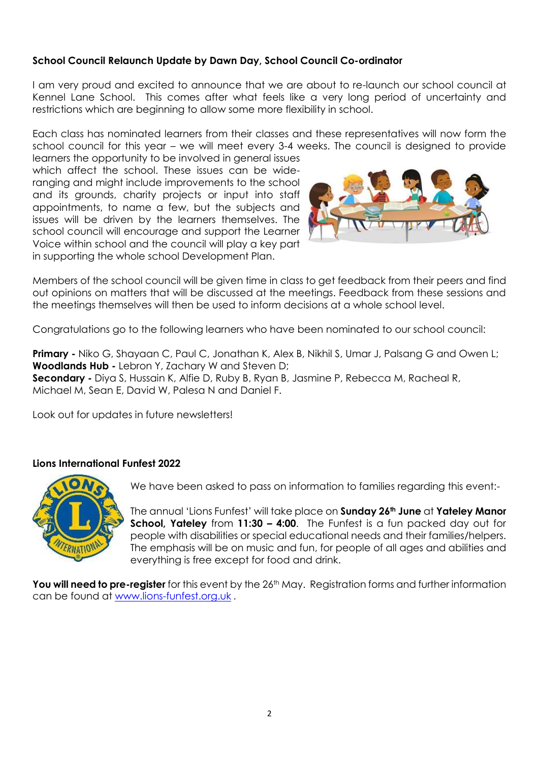**School Council Relaunch Update by Dawn Day, School Council Co-ordinator**

I am very proud and excited to announce that we are about to re-launch our school council at Kennel Lane School. This comes after what feels like a very long period of uncertainty and restrictions which are beginning to allow some more flexibility in school.

Each class has nominated learners from their classes and these representatives will now form the school council for this year – we will meet every 3-4 weeks. The council is designed to provide learners the opportunity to be involved in general issues which affect the school. These issues can be wide-ranging and might include improvements to the school and its grounds, charity projects or input into staff appointments, to name a few, but the subjects and issues will be driven by the learners themselves. The school council will encourage and support the Learner Voice within school and the council will play a key part in supporting the whole school Development Plan.

Members of the school council will be given time in class to get feedback from their peers and find out opinions on matters that will be discussed at the meetings. Feedback from these sessions and the meetings themselves will then be used to inform decisions at a whole school level.

Congratulations go to the following learners who have been nominated to our school council:

**Primary -** Niko G, Shayaan C, Paul C, Jonathan K, Alex B, Nikhil S, Umar J, Palsang G and Owen L;
**Woodlands Hub -** Lebron Y, Zachary W and Steven D;
**Secondary -** Diya S, Hussain K, Alfie D, Ruby B, Ryan B, Jasmine P, Rebecca M, Racheal R, Michael M, Sean E, David W, Palesa N and Daniel F.

Look out for updates in future newsletters!

**Lions International Funfest 2022**

We have been asked to pass on information to families regarding this event:-

The annual 'Lions Funfest' will take place on **Sunday 26th June** at **Yateley Manor School, Yateley** from **11:30 – 4:00**. The Funfest is a fun packed day out for people with disabilities or special educational needs and their families/helpers. The emphasis will be on music and fun, for people of all ages and abilities and everything is free except for food and drink.

**You will need to pre-register** for this event by the 26th May. Registration forms and further information can be found at www.lions-funfest.org.uk .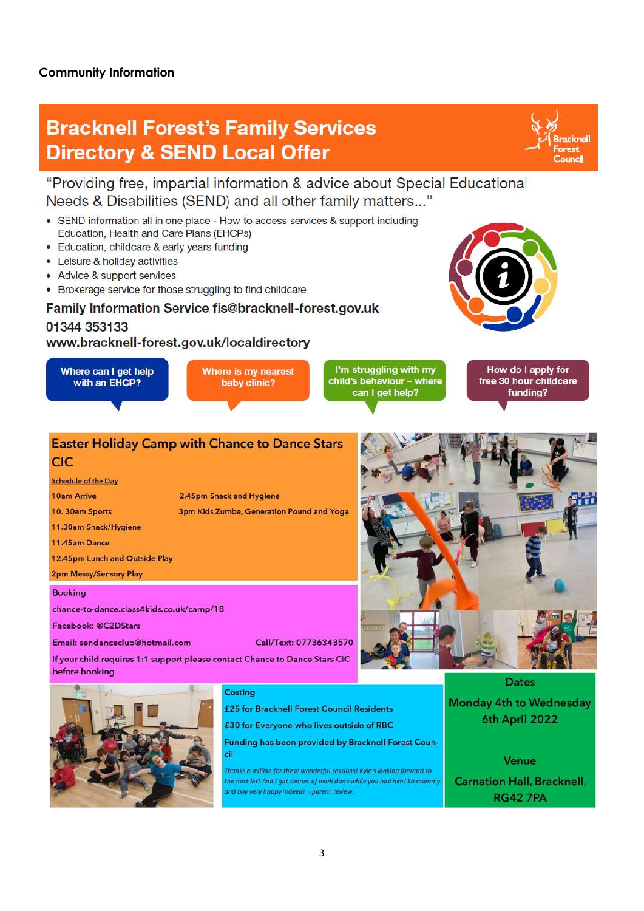**Community Information**

# Bracknell Forest's Family Services Directory & SEND Local Offer

Bracknell Forest Council

"Providing free, impartial information & advice about Special Educational Needs & Disabilities (SEND) and all other family matters..."

- SEND information all in one place - How to access services & support including Education, Health and Care Plans (EHCPs)
- Education, childcare & early years funding
- Leisure & holiday activities
- Advice & support services
- Brokerage service for those struggling to find childcare

**Family Information Service fis@bracknell-forest.gov.uk**

**01344 353133**

**www.bracknell-forest.gov.uk/localdirectory**

Where can I get help with an EHCP?

Where is my nearest baby clinic?

I'm struggling with my child's behaviour – where can I get help?

How do I apply for free 30 hour childcare funding?

## Easter Holiday Camp with Chance to Dance Stars CIC

Schedule of the Day

10am Arrive

10. 30am Sports

11.30am Snack/Hygiene

11.45am Dance

12.45pm Lunch and Outside Play

2pm Messy/Sensory Play

2.45pm Snack and Hygiene

3pm Kids Zumba, Generation Pound and Yoga

**Booking**

chance-to-dance.class4kids.co.uk/camp/18

Facebook: @C2DStars

Email: sendanceclub@hotmail.com

Call/Text: 07736343570

If your child requires 1:1 support please contact Chance to Dance Stars CIC before booking

**Costing**

£25 for Bracknell Forest Council Residents

£30 for Everyone who lives outside of RBC

Funding has been provided by Bracknell Forest Council

*Thanks a million for these wonderful sessions! Kyle's looking forward to the next lot! And I got tonnes of work done while you had him! So mummy and boy very happy indeed! - parent review.*

**Dates**

Monday 4th to Wednesday 6th April 2022

**Venue**

Carnation Hall, Bracknell, RG42 7PA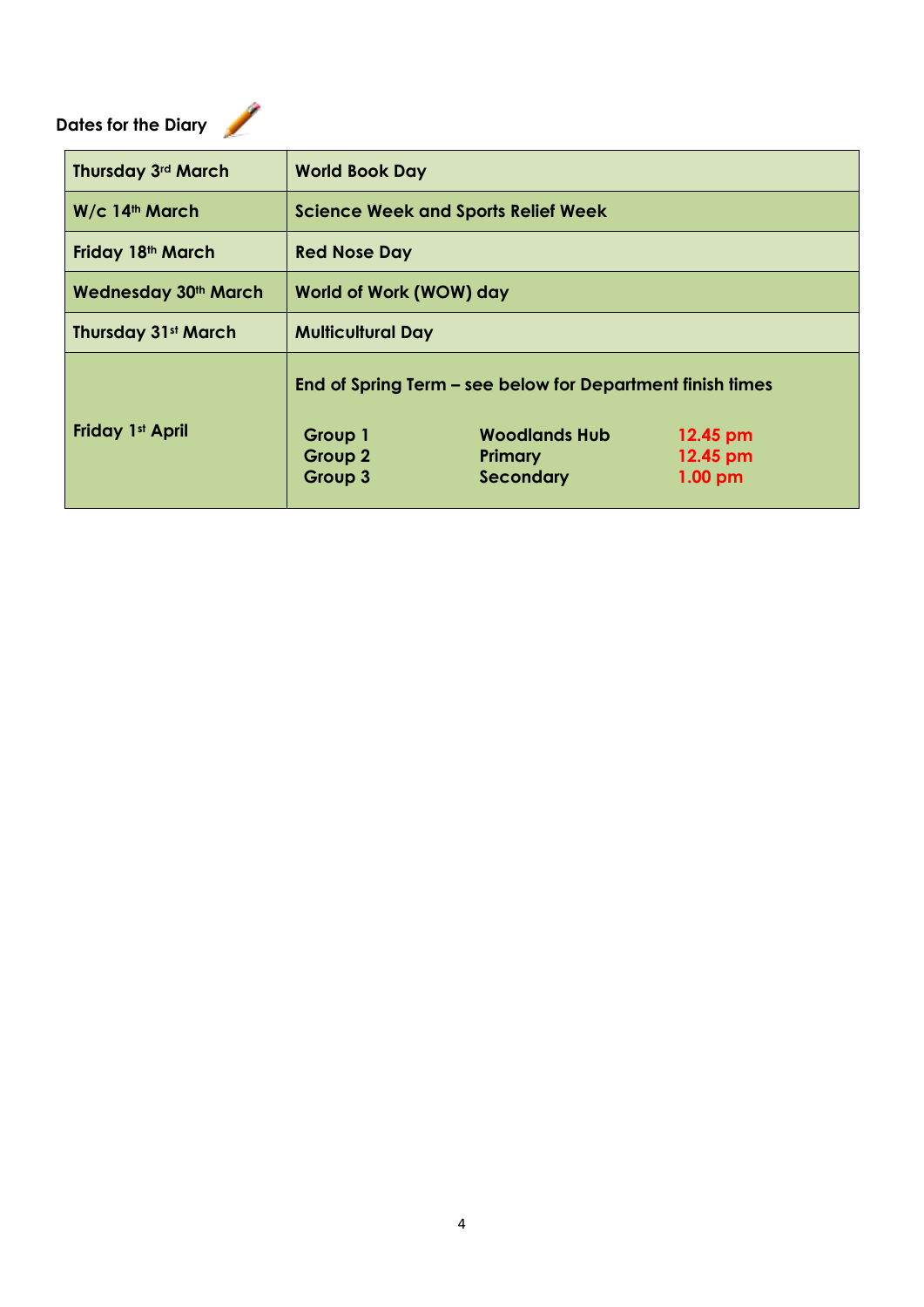**Dates for the Diary**

| | |
|---|---|
| **Thursday 3rd March** | **World Book Day** |
| **W/c 14th March** | **Science Week and Sports Relief Week** |
| **Friday 18th March** | **Red Nose Day** |
| **Wednesday 30th March** | **World of Work (WOW) day** |
| **Thursday 31st March** | **Multicultural Day** |
| **Friday 1st April** | **End of Spring Term – see below for Department finish times**<br><br>**Group 1 — Woodlands Hub — 12.45 pm**<br>**Group 2 — Primary — 12.45 pm**<br>**Group 3 — Secondary — 1.00 pm** |